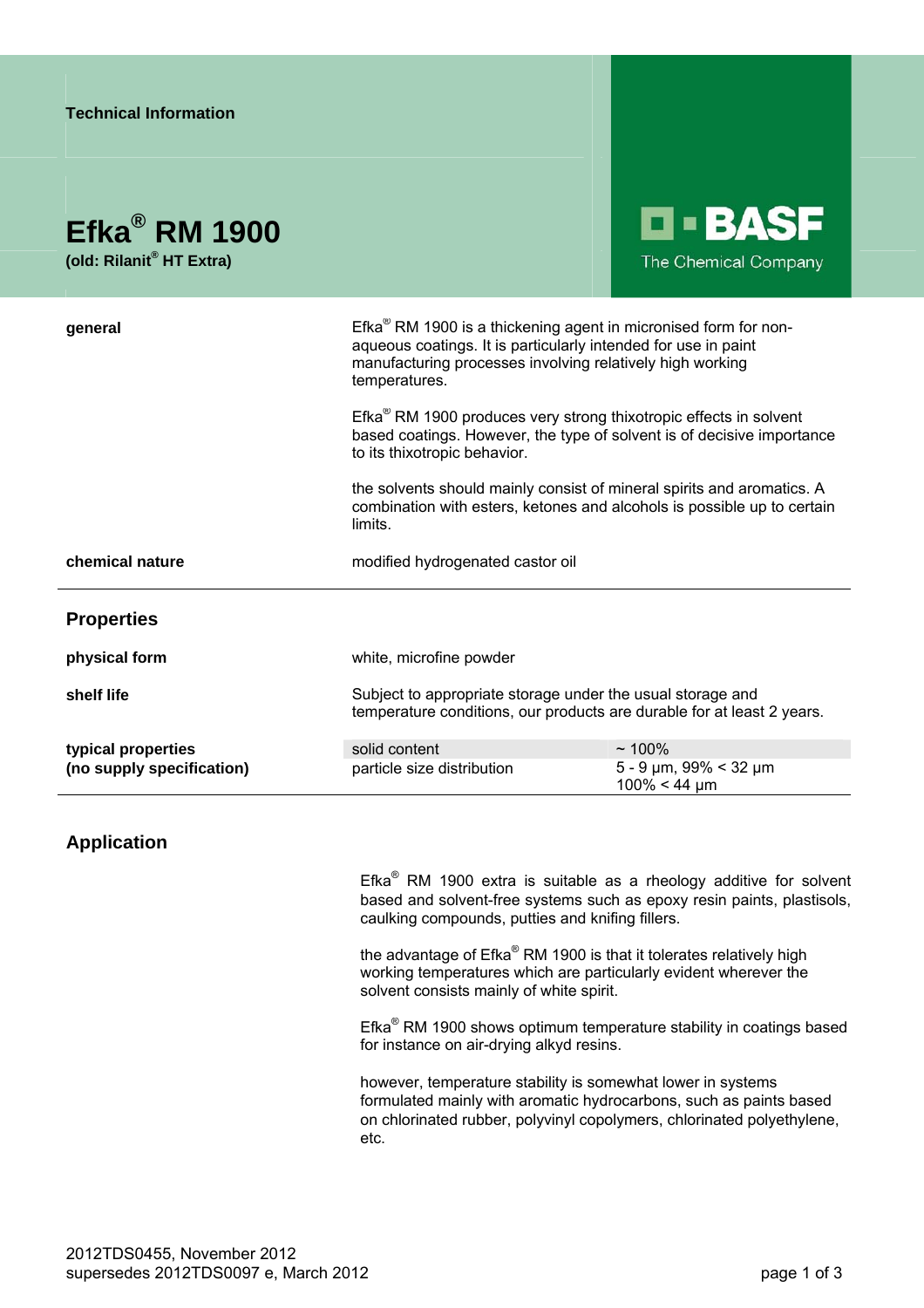Technical Information

# Efka® RM 1900

**(old: Rilanit® HT Extra)**

BASF
The Chemical Company

**general**

Efka® RM 1900 is a thickening agent in micronised form for non-aqueous coatings. It is particularly intended for use in paint manufacturing processes involving relatively high working temperatures.

Efka® RM 1900 produces very strong thixotropic effects in solvent based coatings. However, the type of solvent is of decisive importance to its thixotropic behavior.

the solvents should mainly consist of mineral spirits and aromatics. A combination with esters, ketones and alcohols is possible up to certain limits.

**chemical nature**

modified hydrogenated castor oil

## Properties

**physical form**

white, microfine powder

**shelf life**

Subject to appropriate storage under the usual storage and temperature conditions, our products are durable for at least 2 years.

**typical properties (no supply specification)**

| Property | Value |
|---|---|
| solid content | ~ 100% |
| particle size distribution | 5 - 9 µm, 99% < 32 µm<br>100% < 44 µm |

## Application

Efka® RM 1900 extra is suitable as a rheology additive for solvent based and solvent-free systems such as epoxy resin paints, plastisols, caulking compounds, putties and knifing fillers.

the advantage of Efka® RM 1900 is that it tolerates relatively high working temperatures which are particularly evident wherever the solvent consists mainly of white spirit.

Efka® RM 1900 shows optimum temperature stability in coatings based for instance on air-drying alkyd resins.

however, temperature stability is somewhat lower in systems formulated mainly with aromatic hydrocarbons, such as paints based on chlorinated rubber, polyvinyl copolymers, chlorinated polyethylene, etc.

2012TDS0455, November 2012
supersedes 2012TDS0097 e, March 2012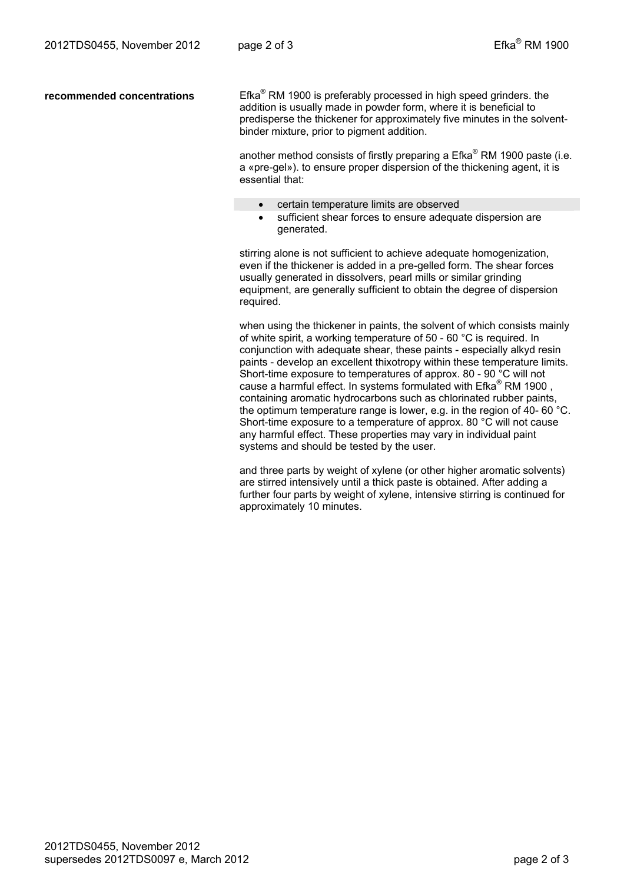**recommended concentrations**

Efka® RM 1900 is preferably processed in high speed grinders. the addition is usually made in powder form, where it is beneficial to predisperse the thickener for approximately five minutes in the solvent-binder mixture, prior to pigment addition.

another method consists of firstly preparing a Efka® RM 1900 paste (i.e. a «pre-gel»). to ensure proper dispersion of the thickening agent, it is essential that:

- certain temperature limits are observed
- sufficient shear forces to ensure adequate dispersion are generated.

stirring alone is not sufficient to achieve adequate homogenization, even if the thickener is added in a pre-gelled form. The shear forces usually generated in dissolvers, pearl mills or similar grinding equipment, are generally sufficient to obtain the degree of dispersion required.

when using the thickener in paints, the solvent of which consists mainly of white spirit, a working temperature of 50 - 60 °C is required. In conjunction with adequate shear, these paints - especially alkyd resin paints - develop an excellent thixotropy within these temperature limits. Short-time exposure to temperatures of approx. 80 - 90 °C will not cause a harmful effect. In systems formulated with Efka® RM 1900 , containing aromatic hydrocarbons such as chlorinated rubber paints, the optimum temperature range is lower, e.g. in the region of 40- 60 °C. Short-time exposure to a temperature of approx. 80 °C will not cause any harmful effect. These properties may vary in individual paint systems and should be tested by the user.

and three parts by weight of xylene (or other higher aromatic solvents) are stirred intensively until a thick paste is obtained. After adding a further four parts by weight of xylene, intensive stirring is continued for approximately 10 minutes.

2012TDS0455, November 2012
supersedes 2012TDS0097 e, March 2012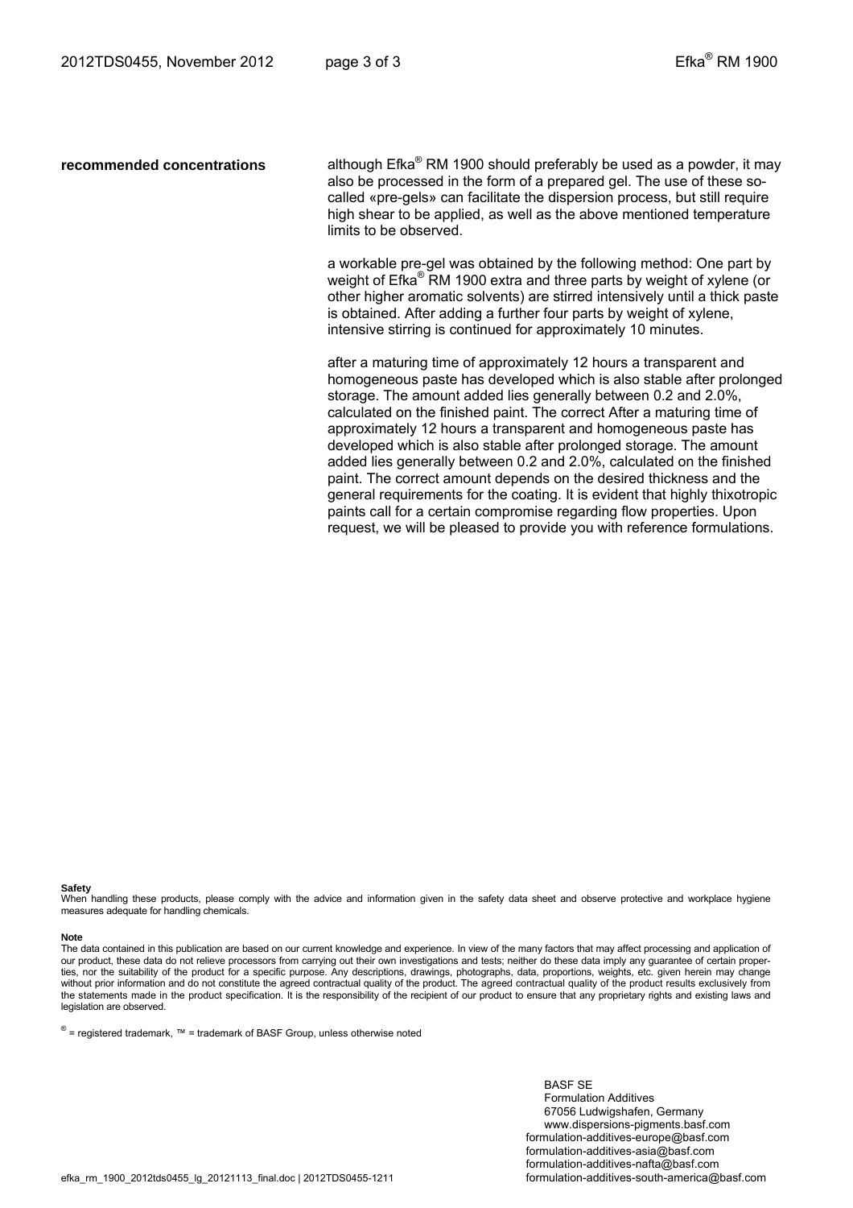**recommended concentrations**

although Efka® RM 1900 should preferably be used as a powder, it may also be processed in the form of a prepared gel. The use of these so-called «pre-gels» can facilitate the dispersion process, but still require high shear to be applied, as well as the above mentioned temperature limits to be observed.

a workable pre-gel was obtained by the following method: One part by weight of Efka® RM 1900 extra and three parts by weight of xylene (or other higher aromatic solvents) are stirred intensively until a thick paste is obtained. After adding a further four parts by weight of xylene, intensive stirring is continued for approximately 10 minutes.

after a maturing time of approximately 12 hours a transparent and homogeneous paste has developed which is also stable after prolonged storage. The amount added lies generally between 0.2 and 2.0%, calculated on the finished paint. The correct After a maturing time of approximately 12 hours a transparent and homogeneous paste has developed which is also stable after prolonged storage. The amount added lies generally between 0.2 and 2.0%, calculated on the finished paint. The correct amount depends on the desired thickness and the general requirements for the coating. It is evident that highly thixotropic paints call for a certain compromise regarding flow properties. Upon request, we will be pleased to provide you with reference formulations.

**Safety**

When handling these products, please comply with the advice and information given in the safety data sheet and observe protective and workplace hygiene measures adequate for handling chemicals.

**Note**

The data contained in this publication are based on our current knowledge and experience. In view of the many factors that may affect processing and application of our product, these data do not relieve processors from carrying out their own investigations and tests; neither do these data imply any guarantee of certain properties, nor the suitability of the product for a specific purpose. Any descriptions, drawings, photographs, data, proportions, weights, etc. given herein may change without prior information and do not constitute the agreed contractual quality of the product. The agreed contractual quality of the product results exclusively from the statements made in the product specification. It is the responsibility of the recipient of our product to ensure that any proprietary rights and existing laws and legislation are observed.

® = registered trademark, ™ = trademark of BASF Group, unless otherwise noted

BASF SE
Formulation Additives
67056 Ludwigshafen, Germany
www.dispersions-pigments.basf.com
formulation-additives-europe@basf.com
formulation-additives-asia@basf.com
formulation-additives-nafta@basf.com
formulation-additives-south-america@basf.com

efka_rm_1900_2012tds0455_lg_20121113_final.doc | 2012TDS0455-1211